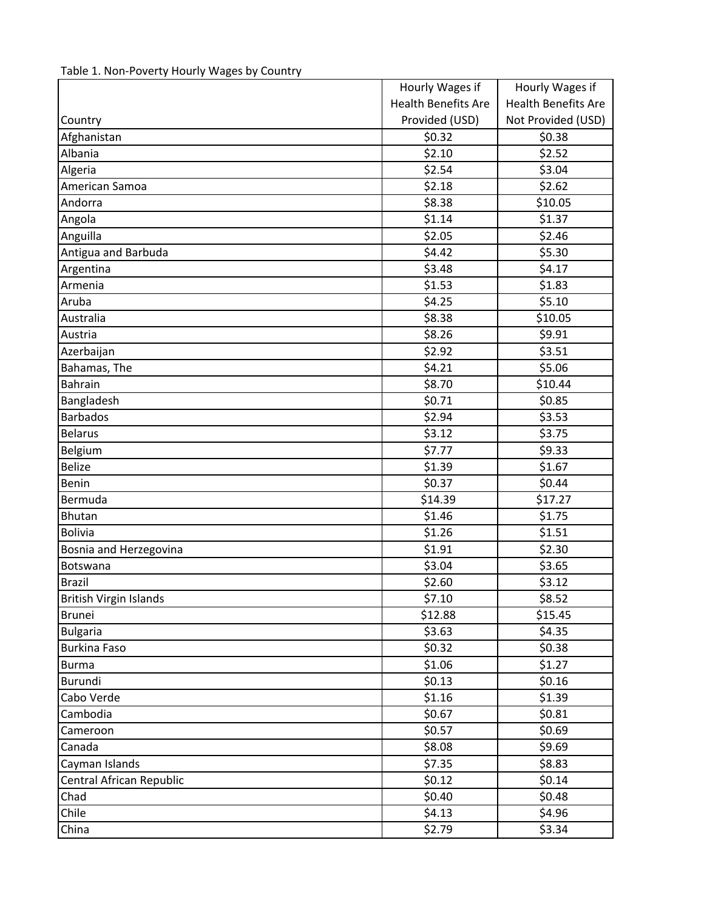Table 1. Non-Poverty Hourly Wages by Country

| Country | Hourly Wages if Health Benefits Are Provided (USD) | Hourly Wages if Health Benefits Are Not Provided (USD) |
|---|---|---|
| Afghanistan | $0.32 | $0.38 |
| Albania | $2.10 | $2.52 |
| Algeria | $2.54 | $3.04 |
| American Samoa | $2.18 | $2.62 |
| Andorra | $8.38 | $10.05 |
| Angola | $1.14 | $1.37 |
| Anguilla | $2.05 | $2.46 |
| Antigua and Barbuda | $4.42 | $5.30 |
| Argentina | $3.48 | $4.17 |
| Armenia | $1.53 | $1.83 |
| Aruba | $4.25 | $5.10 |
| Australia | $8.38 | $10.05 |
| Austria | $8.26 | $9.91 |
| Azerbaijan | $2.92 | $3.51 |
| Bahamas, The | $4.21 | $5.06 |
| Bahrain | $8.70 | $10.44 |
| Bangladesh | $0.71 | $0.85 |
| Barbados | $2.94 | $3.53 |
| Belarus | $3.12 | $3.75 |
| Belgium | $7.77 | $9.33 |
| Belize | $1.39 | $1.67 |
| Benin | $0.37 | $0.44 |
| Bermuda | $14.39 | $17.27 |
| Bhutan | $1.46 | $1.75 |
| Bolivia | $1.26 | $1.51 |
| Bosnia and Herzegovina | $1.91 | $2.30 |
| Botswana | $3.04 | $3.65 |
| Brazil | $2.60 | $3.12 |
| British Virgin Islands | $7.10 | $8.52 |
| Brunei | $12.88 | $15.45 |
| Bulgaria | $3.63 | $4.35 |
| Burkina Faso | $0.32 | $0.38 |
| Burma | $1.06 | $1.27 |
| Burundi | $0.13 | $0.16 |
| Cabo Verde | $1.16 | $1.39 |
| Cambodia | $0.67 | $0.81 |
| Cameroon | $0.57 | $0.69 |
| Canada | $8.08 | $9.69 |
| Cayman Islands | $7.35 | $8.83 |
| Central African Republic | $0.12 | $0.14 |
| Chad | $0.40 | $0.48 |
| Chile | $4.13 | $4.96 |
| China | $2.79 | $3.34 |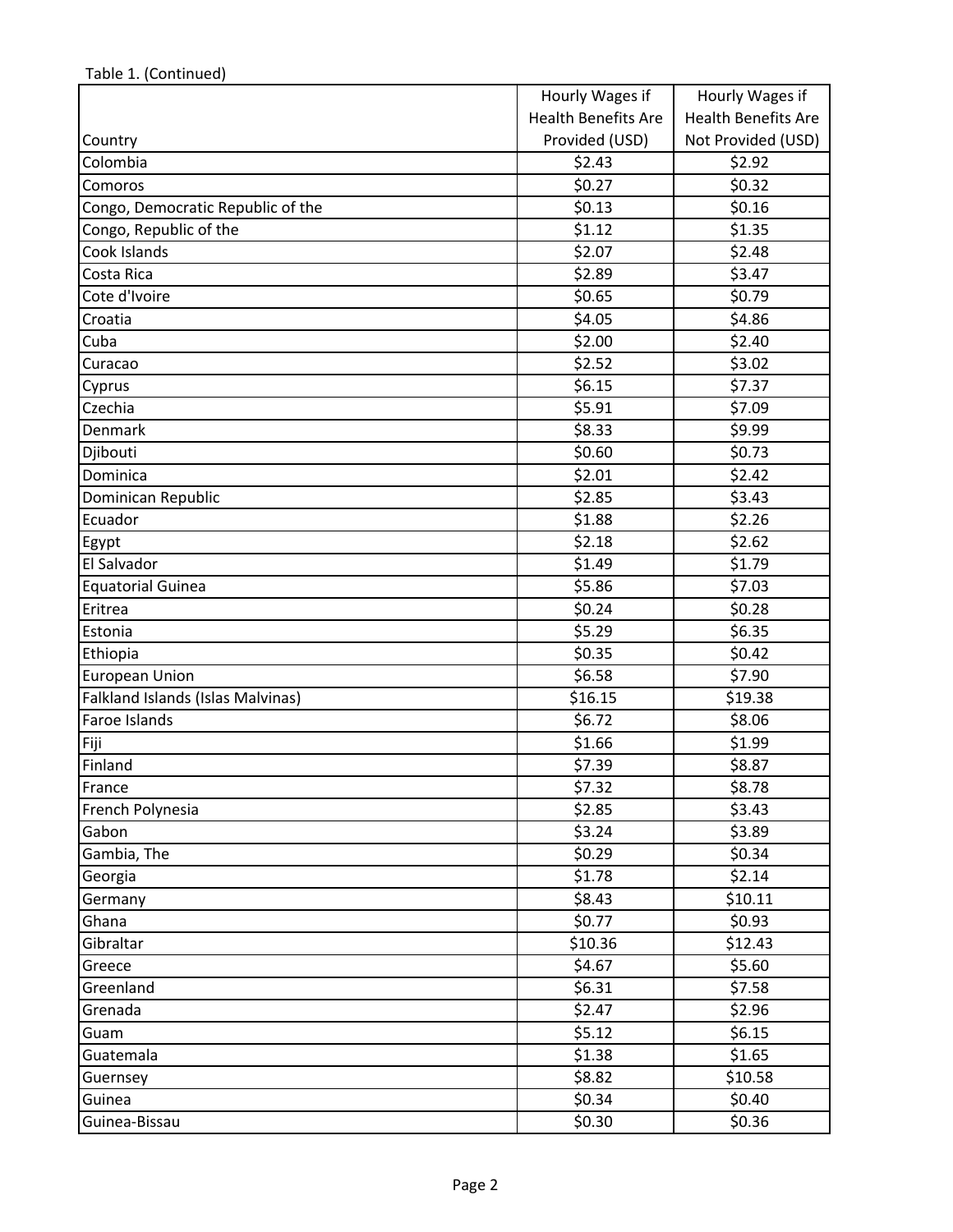Table 1. (Continued)

| Country | Hourly Wages if Health Benefits Are Provided (USD) | Hourly Wages if Health Benefits Are Not Provided (USD) |
|---|---|---|
| Colombia | $2.43 | $2.92 |
| Comoros | $0.27 | $0.32 |
| Congo, Democratic Republic of the | $0.13 | $0.16 |
| Congo, Republic of the | $1.12 | $1.35 |
| Cook Islands | $2.07 | $2.48 |
| Costa Rica | $2.89 | $3.47 |
| Cote d'Ivoire | $0.65 | $0.79 |
| Croatia | $4.05 | $4.86 |
| Cuba | $2.00 | $2.40 |
| Curacao | $2.52 | $3.02 |
| Cyprus | $6.15 | $7.37 |
| Czechia | $5.91 | $7.09 |
| Denmark | $8.33 | $9.99 |
| Djibouti | $0.60 | $0.73 |
| Dominica | $2.01 | $2.42 |
| Dominican Republic | $2.85 | $3.43 |
| Ecuador | $1.88 | $2.26 |
| Egypt | $2.18 | $2.62 |
| El Salvador | $1.49 | $1.79 |
| Equatorial Guinea | $5.86 | $7.03 |
| Eritrea | $0.24 | $0.28 |
| Estonia | $5.29 | $6.35 |
| Ethiopia | $0.35 | $0.42 |
| European Union | $6.58 | $7.90 |
| Falkland Islands (Islas Malvinas) | $16.15 | $19.38 |
| Faroe Islands | $6.72 | $8.06 |
| Fiji | $1.66 | $1.99 |
| Finland | $7.39 | $8.87 |
| France | $7.32 | $8.78 |
| French Polynesia | $2.85 | $3.43 |
| Gabon | $3.24 | $3.89 |
| Gambia, The | $0.29 | $0.34 |
| Georgia | $1.78 | $2.14 |
| Germany | $8.43 | $10.11 |
| Ghana | $0.77 | $0.93 |
| Gibraltar | $10.36 | $12.43 |
| Greece | $4.67 | $5.60 |
| Greenland | $6.31 | $7.58 |
| Grenada | $2.47 | $2.96 |
| Guam | $5.12 | $6.15 |
| Guatemala | $1.38 | $1.65 |
| Guernsey | $8.82 | $10.58 |
| Guinea | $0.34 | $0.40 |
| Guinea-Bissau | $0.30 | $0.36 |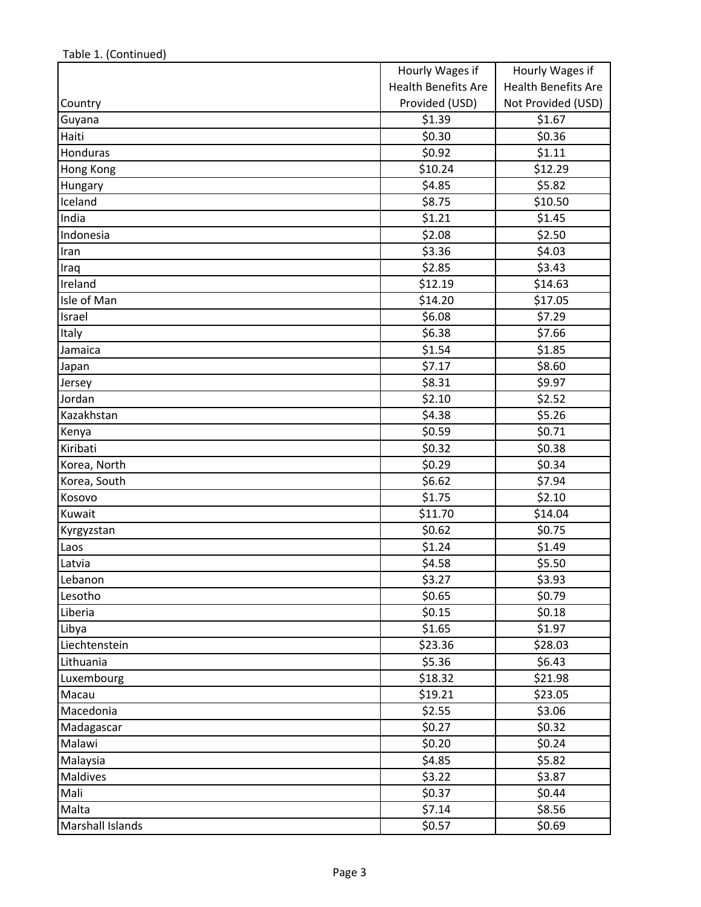Table 1. (Continued)

| Country | Hourly Wages if Health Benefits Are Provided (USD) | Hourly Wages if Health Benefits Are Not Provided (USD) |
| --- | --- | --- |
| Guyana | $1.39 | $1.67 |
| Haiti | $0.30 | $0.36 |
| Honduras | $0.92 | $1.11 |
| Hong Kong | $10.24 | $12.29 |
| Hungary | $4.85 | $5.82 |
| Iceland | $8.75 | $10.50 |
| India | $1.21 | $1.45 |
| Indonesia | $2.08 | $2.50 |
| Iran | $3.36 | $4.03 |
| Iraq | $2.85 | $3.43 |
| Ireland | $12.19 | $14.63 |
| Isle of Man | $14.20 | $17.05 |
| Israel | $6.08 | $7.29 |
| Italy | $6.38 | $7.66 |
| Jamaica | $1.54 | $1.85 |
| Japan | $7.17 | $8.60 |
| Jersey | $8.31 | $9.97 |
| Jordan | $2.10 | $2.52 |
| Kazakhstan | $4.38 | $5.26 |
| Kenya | $0.59 | $0.71 |
| Kiribati | $0.32 | $0.38 |
| Korea, North | $0.29 | $0.34 |
| Korea, South | $6.62 | $7.94 |
| Kosovo | $1.75 | $2.10 |
| Kuwait | $11.70 | $14.04 |
| Kyrgyzstan | $0.62 | $0.75 |
| Laos | $1.24 | $1.49 |
| Latvia | $4.58 | $5.50 |
| Lebanon | $3.27 | $3.93 |
| Lesotho | $0.65 | $0.79 |
| Liberia | $0.15 | $0.18 |
| Libya | $1.65 | $1.97 |
| Liechtenstein | $23.36 | $28.03 |
| Lithuania | $5.36 | $6.43 |
| Luxembourg | $18.32 | $21.98 |
| Macau | $19.21 | $23.05 |
| Macedonia | $2.55 | $3.06 |
| Madagascar | $0.27 | $0.32 |
| Malawi | $0.20 | $0.24 |
| Malaysia | $4.85 | $5.82 |
| Maldives | $3.22 | $3.87 |
| Mali | $0.37 | $0.44 |
| Malta | $7.14 | $8.56 |
| Marshall Islands | $0.57 | $0.69 |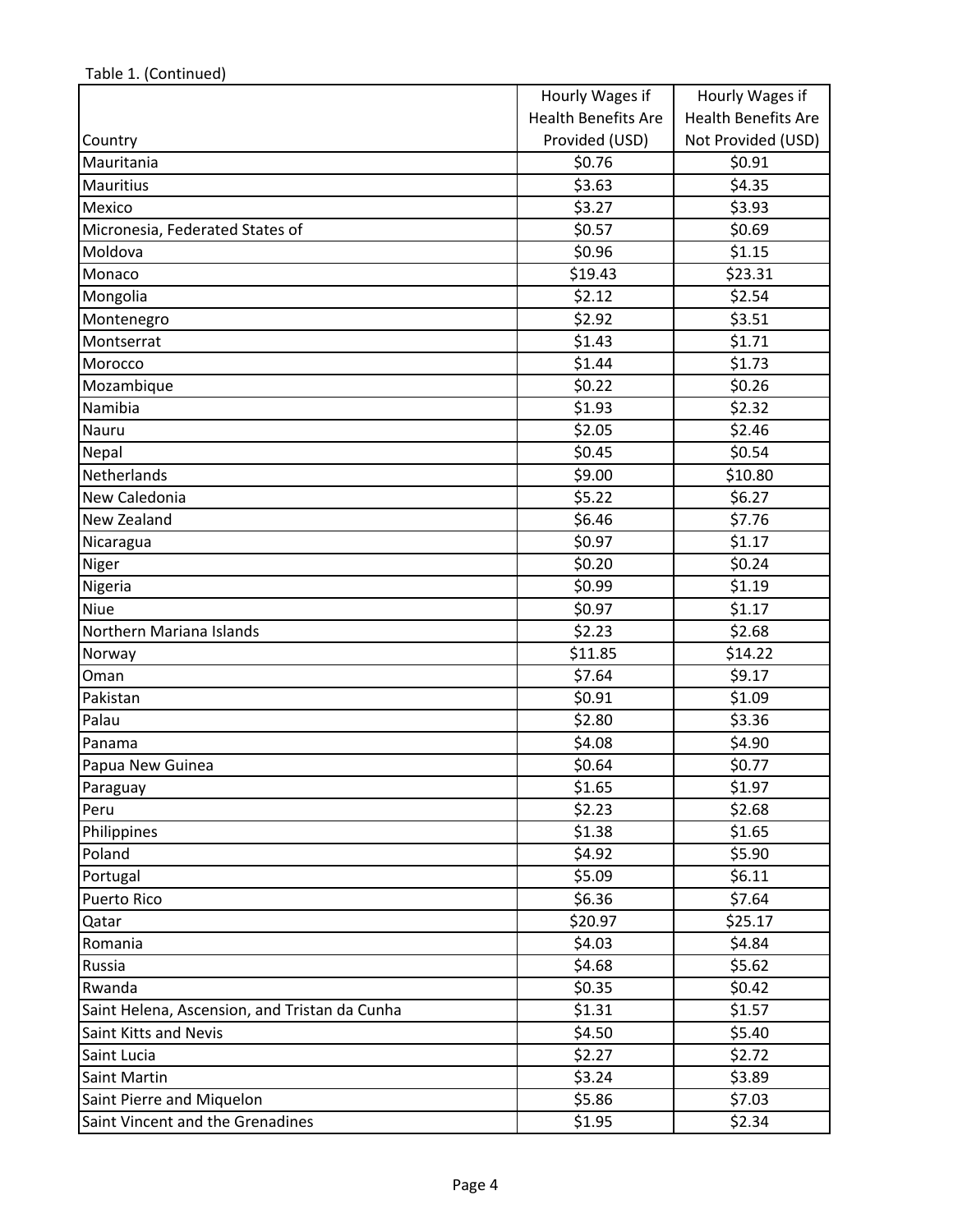Table 1. (Continued)

| Country | Hourly Wages if Health Benefits Are Provided (USD) | Hourly Wages if Health Benefits Are Not Provided (USD) |
|---|---|---|
| Mauritania | $0.76 | $0.91 |
| Mauritius | $3.63 | $4.35 |
| Mexico | $3.27 | $3.93 |
| Micronesia, Federated States of | $0.57 | $0.69 |
| Moldova | $0.96 | $1.15 |
| Monaco | $19.43 | $23.31 |
| Mongolia | $2.12 | $2.54 |
| Montenegro | $2.92 | $3.51 |
| Montserrat | $1.43 | $1.71 |
| Morocco | $1.44 | $1.73 |
| Mozambique | $0.22 | $0.26 |
| Namibia | $1.93 | $2.32 |
| Nauru | $2.05 | $2.46 |
| Nepal | $0.45 | $0.54 |
| Netherlands | $9.00 | $10.80 |
| New Caledonia | $5.22 | $6.27 |
| New Zealand | $6.46 | $7.76 |
| Nicaragua | $0.97 | $1.17 |
| Niger | $0.20 | $0.24 |
| Nigeria | $0.99 | $1.19 |
| Niue | $0.97 | $1.17 |
| Northern Mariana Islands | $2.23 | $2.68 |
| Norway | $11.85 | $14.22 |
| Oman | $7.64 | $9.17 |
| Pakistan | $0.91 | $1.09 |
| Palau | $2.80 | $3.36 |
| Panama | $4.08 | $4.90 |
| Papua New Guinea | $0.64 | $0.77 |
| Paraguay | $1.65 | $1.97 |
| Peru | $2.23 | $2.68 |
| Philippines | $1.38 | $1.65 |
| Poland | $4.92 | $5.90 |
| Portugal | $5.09 | $6.11 |
| Puerto Rico | $6.36 | $7.64 |
| Qatar | $20.97 | $25.17 |
| Romania | $4.03 | $4.84 |
| Russia | $4.68 | $5.62 |
| Rwanda | $0.35 | $0.42 |
| Saint Helena, Ascension, and Tristan da Cunha | $1.31 | $1.57 |
| Saint Kitts and Nevis | $4.50 | $5.40 |
| Saint Lucia | $2.27 | $2.72 |
| Saint Martin | $3.24 | $3.89 |
| Saint Pierre and Miquelon | $5.86 | $7.03 |
| Saint Vincent and the Grenadines | $1.95 | $2.34 |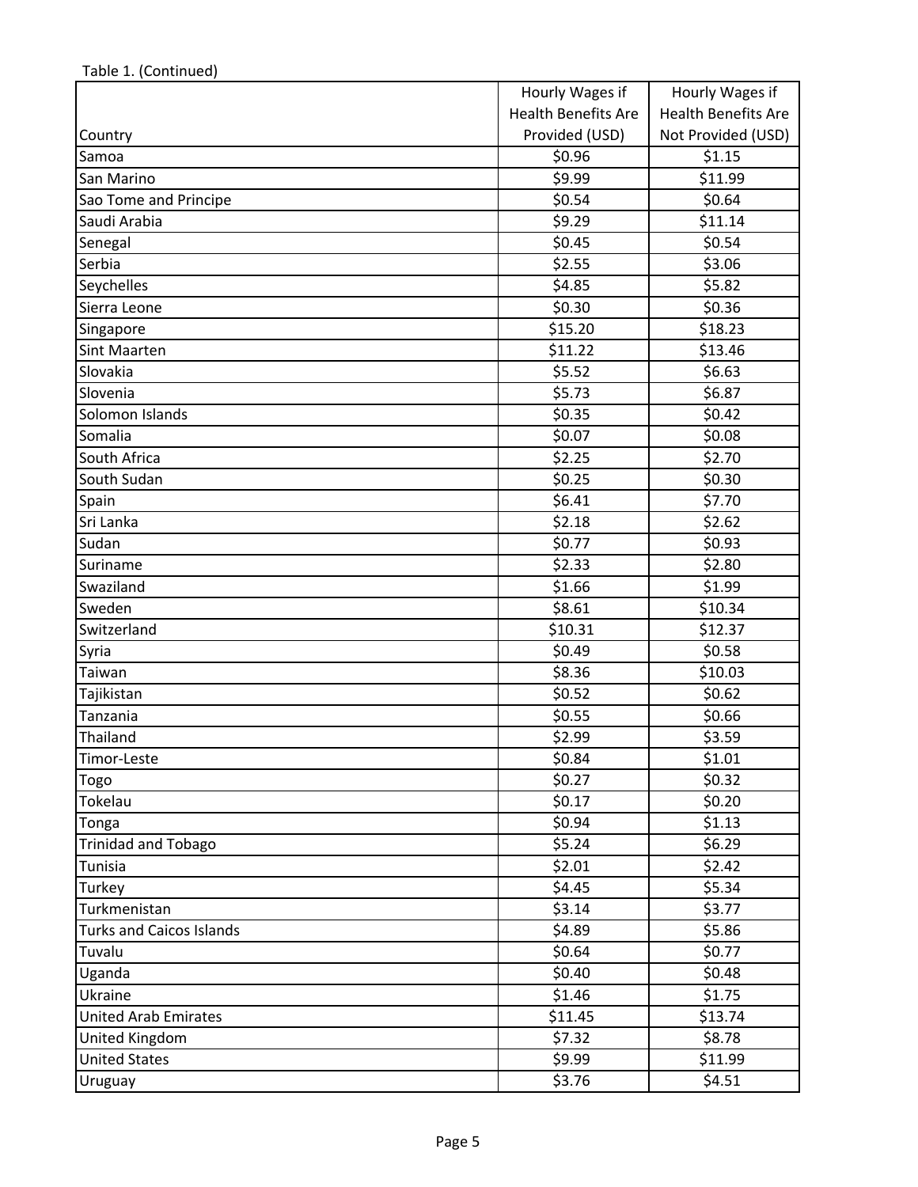Table 1. (Continued)

| Country | Hourly Wages if Health Benefits Are Provided (USD) | Hourly Wages if Health Benefits Are Not Provided (USD) |
|---|---|---|
| Samoa | $0.96 | $1.15 |
| San Marino | $9.99 | $11.99 |
| Sao Tome and Principe | $0.54 | $0.64 |
| Saudi Arabia | $9.29 | $11.14 |
| Senegal | $0.45 | $0.54 |
| Serbia | $2.55 | $3.06 |
| Seychelles | $4.85 | $5.82 |
| Sierra Leone | $0.30 | $0.36 |
| Singapore | $15.20 | $18.23 |
| Sint Maarten | $11.22 | $13.46 |
| Slovakia | $5.52 | $6.63 |
| Slovenia | $5.73 | $6.87 |
| Solomon Islands | $0.35 | $0.42 |
| Somalia | $0.07 | $0.08 |
| South Africa | $2.25 | $2.70 |
| South Sudan | $0.25 | $0.30 |
| Spain | $6.41 | $7.70 |
| Sri Lanka | $2.18 | $2.62 |
| Sudan | $0.77 | $0.93 |
| Suriname | $2.33 | $2.80 |
| Swaziland | $1.66 | $1.99 |
| Sweden | $8.61 | $10.34 |
| Switzerland | $10.31 | $12.37 |
| Syria | $0.49 | $0.58 |
| Taiwan | $8.36 | $10.03 |
| Tajikistan | $0.52 | $0.62 |
| Tanzania | $0.55 | $0.66 |
| Thailand | $2.99 | $3.59 |
| Timor-Leste | $0.84 | $1.01 |
| Togo | $0.27 | $0.32 |
| Tokelau | $0.17 | $0.20 |
| Tonga | $0.94 | $1.13 |
| Trinidad and Tobago | $5.24 | $6.29 |
| Tunisia | $2.01 | $2.42 |
| Turkey | $4.45 | $5.34 |
| Turkmenistan | $3.14 | $3.77 |
| Turks and Caicos Islands | $4.89 | $5.86 |
| Tuvalu | $0.64 | $0.77 |
| Uganda | $0.40 | $0.48 |
| Ukraine | $1.46 | $1.75 |
| United Arab Emirates | $11.45 | $13.74 |
| United Kingdom | $7.32 | $8.78 |
| United States | $9.99 | $11.99 |
| Uruguay | $3.76 | $4.51 |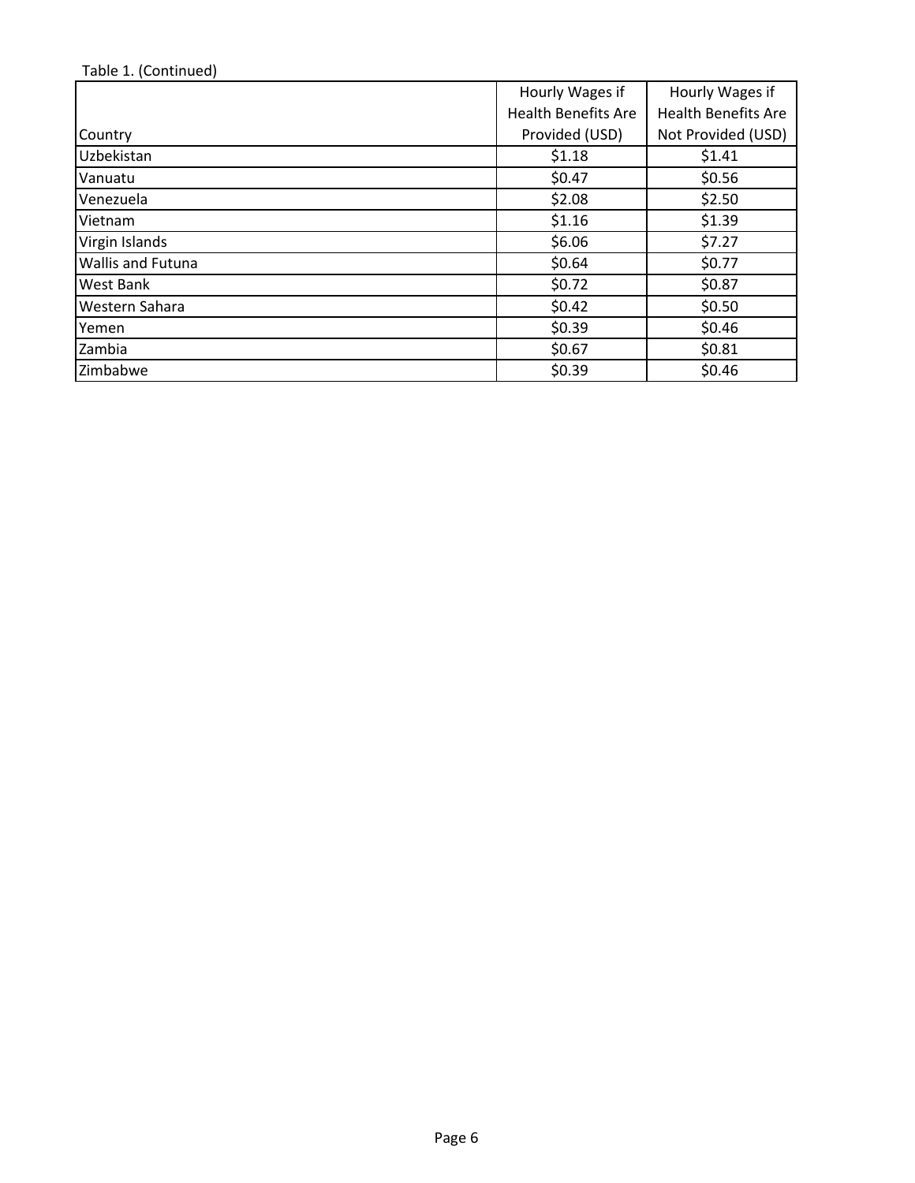Table 1. (Continued)

| Country | Hourly Wages if Health Benefits Are Provided (USD) | Hourly Wages if Health Benefits Are Not Provided (USD) |
|---|---|---|
| Uzbekistan | $1.18 | $1.41 |
| Vanuatu | $0.47 | $0.56 |
| Venezuela | $2.08 | $2.50 |
| Vietnam | $1.16 | $1.39 |
| Virgin Islands | $6.06 | $7.27 |
| Wallis and Futuna | $0.64 | $0.77 |
| West Bank | $0.72 | $0.87 |
| Western Sahara | $0.42 | $0.50 |
| Yemen | $0.39 | $0.46 |
| Zambia | $0.67 | $0.81 |
| Zimbabwe | $0.39 | $0.46 |